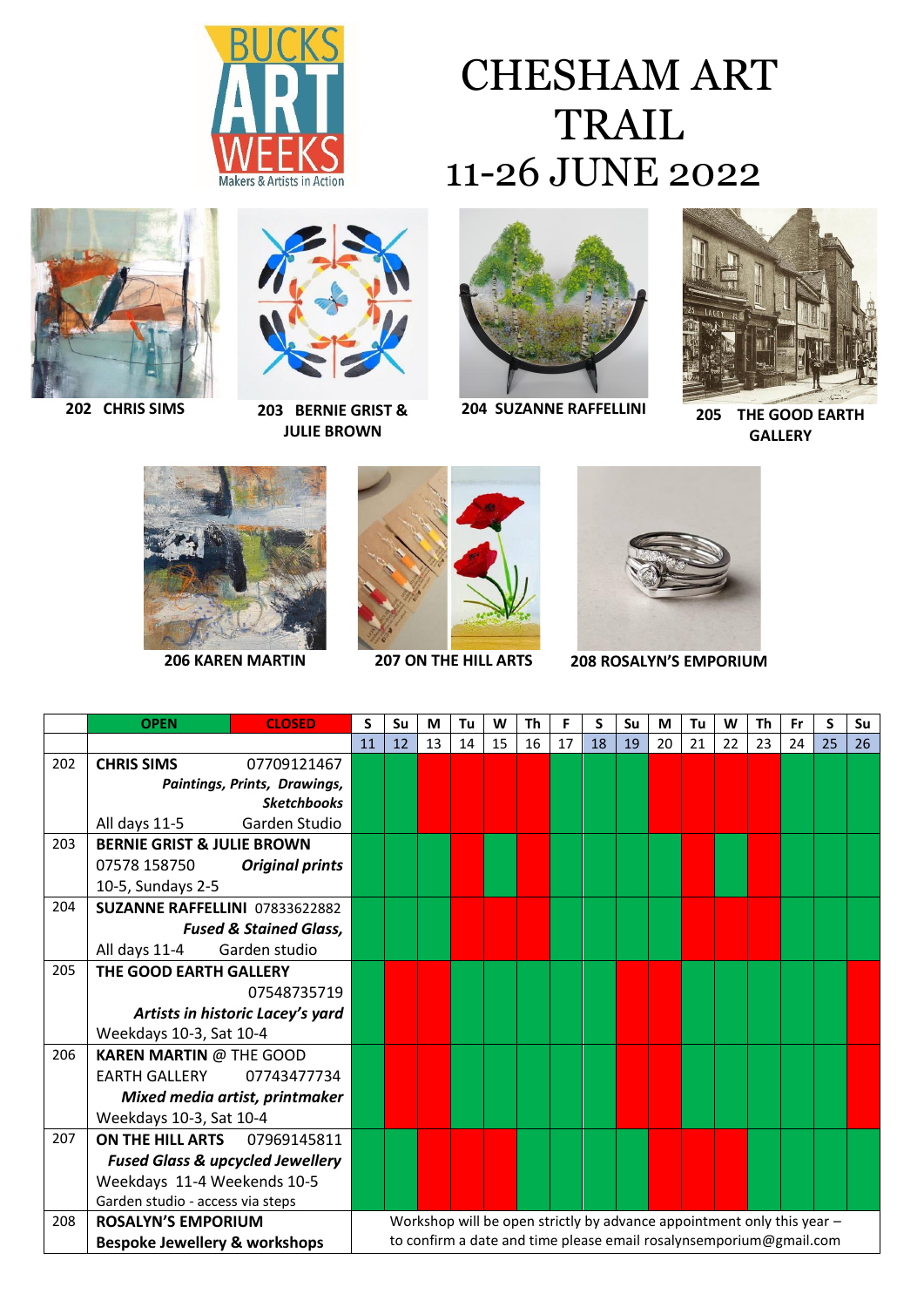BUCKS ART WEEKS
Makers & Artists in Action

# CHESHAM ART TRAIL
# 11-26 JUNE 2022

**202 CHRIS SIMS**

**203 BERNIE GRIST & JULIE BROWN**

**204 SUZANNE RAFFELLINI**

**205 THE GOOD EARTH GALLERY**

**206 KAREN MARTIN**

**207 ON THE HILL ARTS**

**208 ROSALYN'S EMPORIUM**

Key: OPEN = green; CLOSED = red

| | | S 11 | Su 12 | M 13 | Tu 14 | W 15 | Th 16 | F 17 | S 18 | Su 19 | M 20 | Tu 21 | W 22 | Th 23 | Fr 24 | S 25 | Su 26 |
|---|---|---|---|---|---|---|---|---|---|---|---|---|---|---|---|---|---|
| 202 | **CHRIS SIMS** 07709121467 ***Paintings, Prints, Drawings, Sketchbooks*** All days 11-5 Garden Studio | OPEN | OPEN | CLOSED | CLOSED | CLOSED | CLOSED | OPEN | OPEN | OPEN | CLOSED | CLOSED | CLOSED | CLOSED | OPEN | OPEN | OPEN |
| 203 | **BERNIE GRIST & JULIE BROWN** 07578 158750 ***Original prints*** 10-5, Sundays 2-5 | OPEN | OPEN | OPEN | CLOSED | OPEN | CLOSED | OPEN | OPEN | OPEN | OPEN | CLOSED | OPEN | CLOSED | OPEN | OPEN | OPEN |
| 204 | **SUZANNE RAFFELLINI** 07833622882 ***Fused & Stained Glass,*** All days 11-4 Garden studio | OPEN | OPEN | OPEN | CLOSED | CLOSED | CLOSED | OPEN | OPEN | OPEN | OPEN | CLOSED | CLOSED | CLOSED | OPEN | OPEN | OPEN |
| 205 | **THE GOOD EARTH GALLERY** 07548735719 ***Artists in historic Lacey's yard*** Weekdays 10-3, Sat 10-4 | OPEN | CLOSED | CLOSED | OPEN | OPEN | OPEN | OPEN | OPEN | CLOSED | CLOSED | OPEN | OPEN | OPEN | OPEN | OPEN | CLOSED |
| 206 | **KAREN MARTIN** @ THE GOOD EARTH GALLERY 07743477734 ***Mixed media artist, printmaker*** Weekdays 10-3, Sat 10-4 | OPEN | CLOSED | CLOSED | OPEN | OPEN | OPEN | OPEN | OPEN | CLOSED | CLOSED | OPEN | OPEN | OPEN | OPEN | OPEN | CLOSED |
| 207 | **ON THE HILL ARTS** 07969145811 ***Fused Glass & upcycled Jewellery*** Weekdays 11-4 Weekends 10-5 Garden studio - access via steps | OPEN | OPEN | CLOSED | CLOSED | CLOSED | OPEN | OPEN | OPEN | OPEN | CLOSED | CLOSED | CLOSED | OPEN | OPEN | OPEN | OPEN |
| 208 | **ROSALYN'S EMPORIUM** **Bespoke Jewellery & workshops** | Workshop will be open strictly by advance appointment only this year – to confirm a date and time please email rosalynsemporium@gmail.com | | | | | | | | | | | | | | | |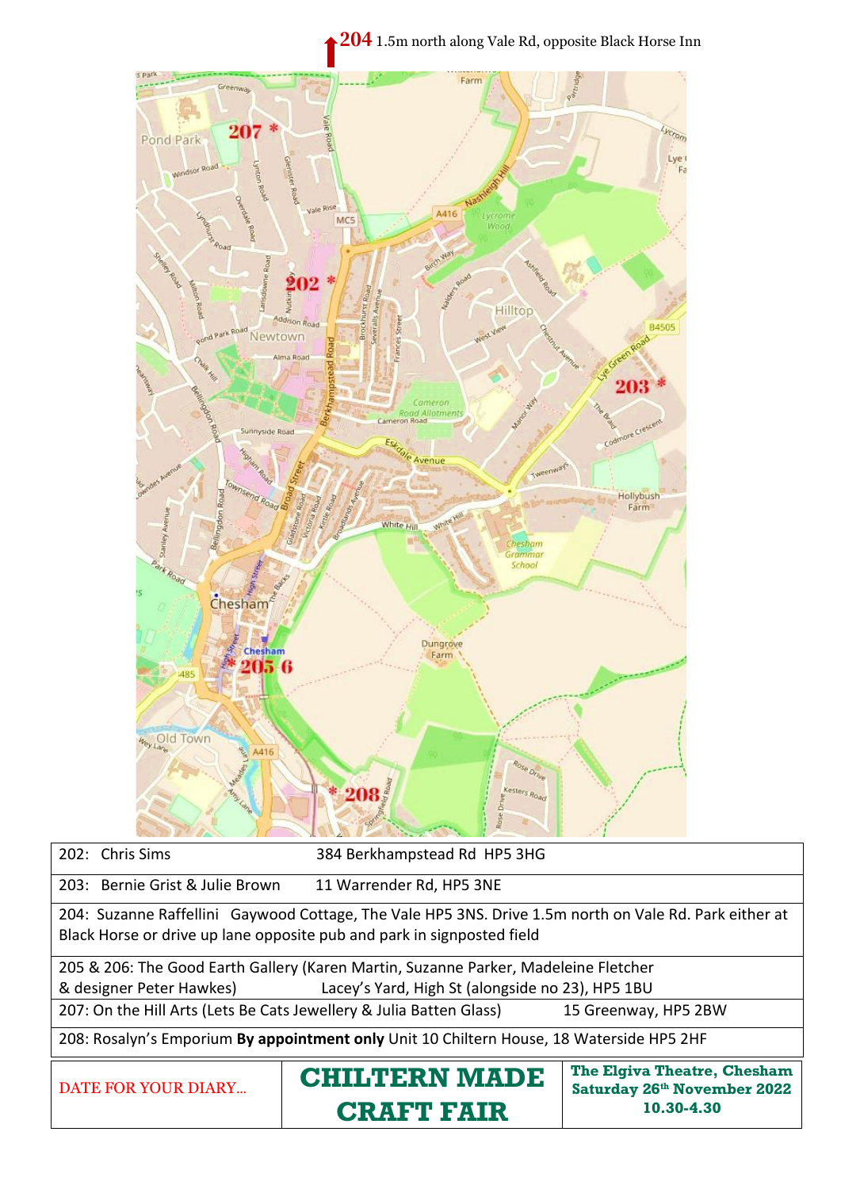**204** 1.5m north along Vale Rd, opposite Black Horse Inn

| | |
|---|---|
| 202: Chris Sims | 384 Berkhampstead Rd HP5 3HG |
| 203: Bernie Grist & Julie Brown | 11 Warrender Rd, HP5 3NE |
| 204: Suzanne Raffellini Gaywood Cottage, The Vale HP5 3NS. Drive 1.5m north on Vale Rd. Park either at Black Horse or drive up lane opposite pub and park in signposted field | |
| 205 & 206: The Good Earth Gallery (Karen Martin, Suzanne Parker, Madeleine Fletcher & designer Peter Hawkes) | Lacey's Yard, High St (alongside no 23), HP5 1BU |
| 207: On the Hill Arts (Lets Be Cats Jewellery & Julia Batten Glass) | 15 Greenway, HP5 2BW |
| 208: Rosalyn's Emporium **By appointment only** Unit 10 Chiltern House, 18 Waterside HP5 2HF | |

| | | |
|---|---|---|
| DATE FOR YOUR DIARY... | **CHILTERN MADE CRAFT FAIR** | **The Elgiva Theatre, Chesham Saturday 26th November 2022 10.30-4.30** |